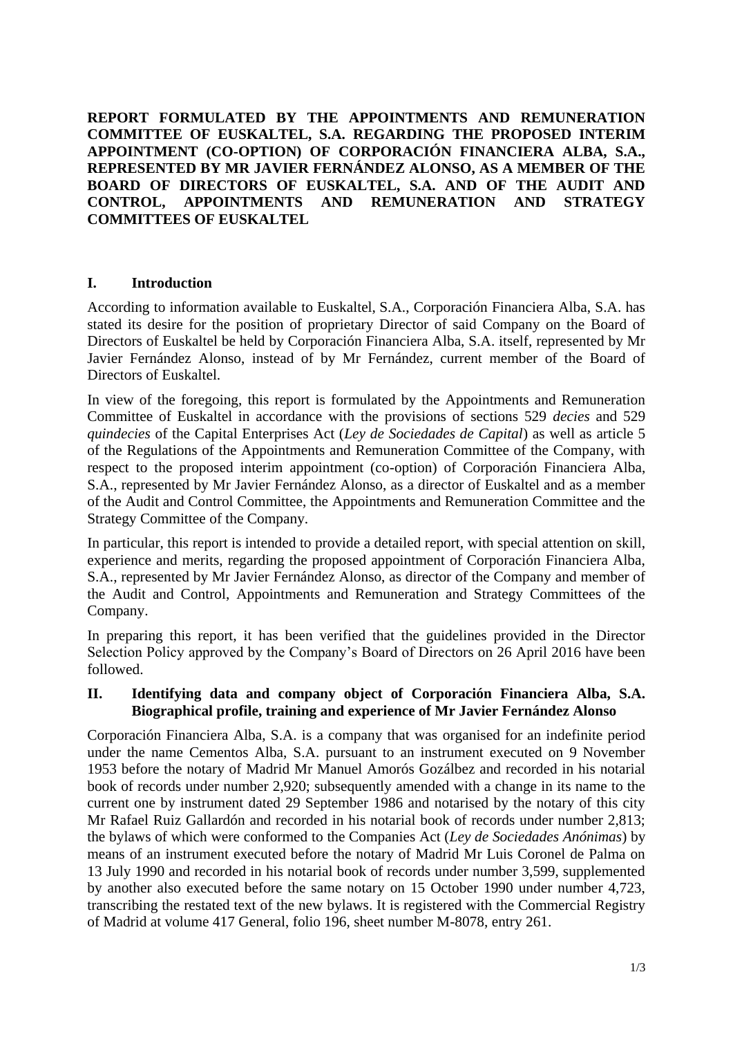**REPORT FORMULATED BY THE APPOINTMENTS AND REMUNERATION COMMITTEE OF EUSKALTEL, S.A. REGARDING THE PROPOSED INTERIM APPOINTMENT (CO-OPTION) OF CORPORACIÓN FINANCIERA ALBA, S.A., REPRESENTED BY MR JAVIER FERNÁNDEZ ALONSO, AS A MEMBER OF THE BOARD OF DIRECTORS OF EUSKALTEL, S.A. AND OF THE AUDIT AND CONTROL, APPOINTMENTS AND REMUNERATION AND STRATEGY COMMITTEES OF EUSKALTEL**

## I. Introduction

According to information available to Euskaltel, S.A., Corporación Financiera Alba, S.A. has stated its desire for the position of proprietary Director of said Company on the Board of Directors of Euskaltel be held by Corporación Financiera Alba, S.A. itself, represented by Mr Javier Fernández Alonso, instead of by Mr Fernández, current member of the Board of Directors of Euskaltel.

In view of the foregoing, this report is formulated by the Appointments and Remuneration Committee of Euskaltel in accordance with the provisions of sections 529 *decies* and 529 *quindecies* of the Capital Enterprises Act (*Ley de Sociedades de Capital*) as well as article 5 of the Regulations of the Appointments and Remuneration Committee of the Company, with respect to the proposed interim appointment (co-option) of Corporación Financiera Alba, S.A., represented by Mr Javier Fernández Alonso, as a director of Euskaltel and as a member of the Audit and Control Committee, the Appointments and Remuneration Committee and the Strategy Committee of the Company.

In particular, this report is intended to provide a detailed report, with special attention on skill, experience and merits, regarding the proposed appointment of Corporación Financiera Alba, S.A., represented by Mr Javier Fernández Alonso, as director of the Company and member of the Audit and Control, Appointments and Remuneration and Strategy Committees of the Company.

In preparing this report, it has been verified that the guidelines provided in the Director Selection Policy approved by the Company's Board of Directors on 26 April 2016 have been followed.

## II. Identifying data and company object of Corporación Financiera Alba, S.A. Biographical profile, training and experience of Mr Javier Fernández Alonso

Corporación Financiera Alba, S.A. is a company that was organised for an indefinite period under the name Cementos Alba, S.A. pursuant to an instrument executed on 9 November 1953 before the notary of Madrid Mr Manuel Amorós Gozálbez and recorded in his notarial book of records under number 2,920; subsequently amended with a change in its name to the current one by instrument dated 29 September 1986 and notarised by the notary of this city Mr Rafael Ruiz Gallardón and recorded in his notarial book of records under number 2,813; the bylaws of which were conformed to the Companies Act (*Ley de Sociedades Anónimas*) by means of an instrument executed before the notary of Madrid Mr Luis Coronel de Palma on 13 July 1990 and recorded in his notarial book of records under number 3,599, supplemented by another also executed before the same notary on 15 October 1990 under number 4,723, transcribing the restated text of the new bylaws. It is registered with the Commercial Registry of Madrid at volume 417 General, folio 196, sheet number M-8078, entry 261.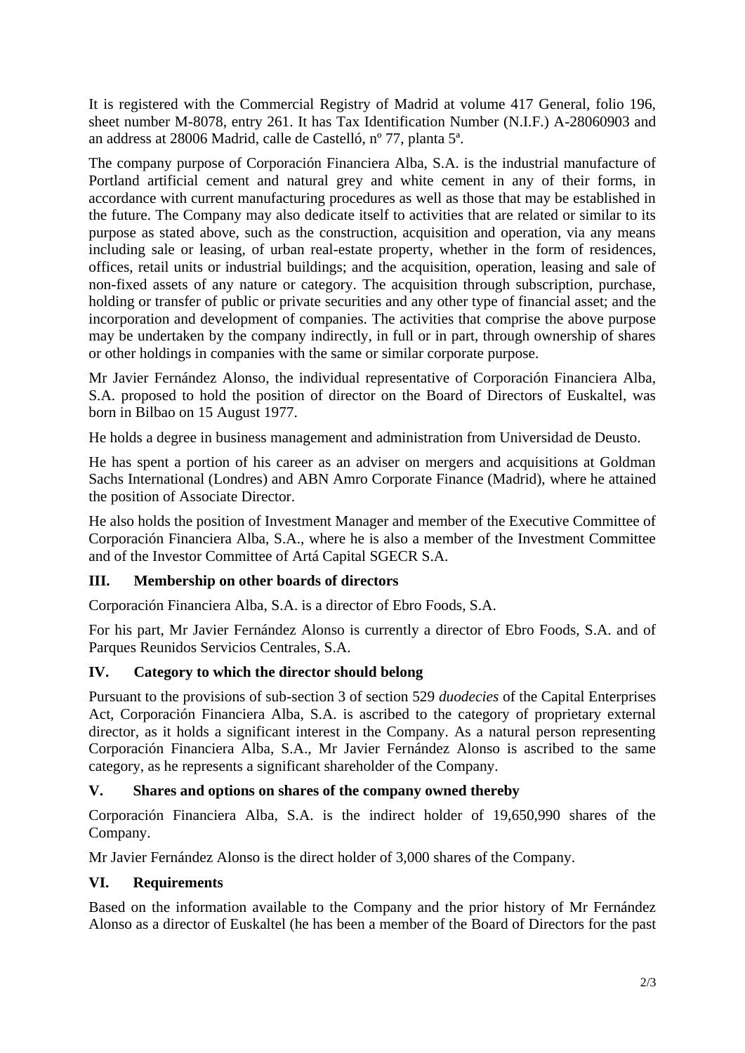It is registered with the Commercial Registry of Madrid at volume 417 General, folio 196, sheet number M-8078, entry 261. It has Tax Identification Number (N.I.F.) A-28060903 and an address at 28006 Madrid, calle de Castelló, nº 77, planta 5ª.

The company purpose of Corporación Financiera Alba, S.A. is the industrial manufacture of Portland artificial cement and natural grey and white cement in any of their forms, in accordance with current manufacturing procedures as well as those that may be established in the future. The Company may also dedicate itself to activities that are related or similar to its purpose as stated above, such as the construction, acquisition and operation, via any means including sale or leasing, of urban real-estate property, whether in the form of residences, offices, retail units or industrial buildings; and the acquisition, operation, leasing and sale of non-fixed assets of any nature or category. The acquisition through subscription, purchase, holding or transfer of public or private securities and any other type of financial asset; and the incorporation and development of companies. The activities that comprise the above purpose may be undertaken by the company indirectly, in full or in part, through ownership of shares or other holdings in companies with the same or similar corporate purpose.

Mr Javier Fernández Alonso, the individual representative of Corporación Financiera Alba, S.A. proposed to hold the position of director on the Board of Directors of Euskaltel, was born in Bilbao on 15 August 1977.

He holds a degree in business management and administration from Universidad de Deusto.

He has spent a portion of his career as an adviser on mergers and acquisitions at Goldman Sachs International (Londres) and ABN Amro Corporate Finance (Madrid), where he attained the position of Associate Director.

He also holds the position of Investment Manager and member of the Executive Committee of Corporación Financiera Alba, S.A., where he is also a member of the Investment Committee and of the Investor Committee of Artá Capital SGECR S.A.

## III. Membership on other boards of directors

Corporación Financiera Alba, S.A. is a director of Ebro Foods, S.A.

For his part, Mr Javier Fernández Alonso is currently a director of Ebro Foods, S.A. and of Parques Reunidos Servicios Centrales, S.A.

## IV. Category to which the director should belong

Pursuant to the provisions of sub-section 3 of section 529 *duodecies* of the Capital Enterprises Act, Corporación Financiera Alba, S.A. is ascribed to the category of proprietary external director, as it holds a significant interest in the Company. As a natural person representing Corporación Financiera Alba, S.A., Mr Javier Fernández Alonso is ascribed to the same category, as he represents a significant shareholder of the Company.

## V. Shares and options on shares of the company owned thereby

Corporación Financiera Alba, S.A. is the indirect holder of 19,650,990 shares of the Company.

Mr Javier Fernández Alonso is the direct holder of 3,000 shares of the Company.

## VI. Requirements

Based on the information available to the Company and the prior history of Mr Fernández Alonso as a director of Euskaltel (he has been a member of the Board of Directors for the past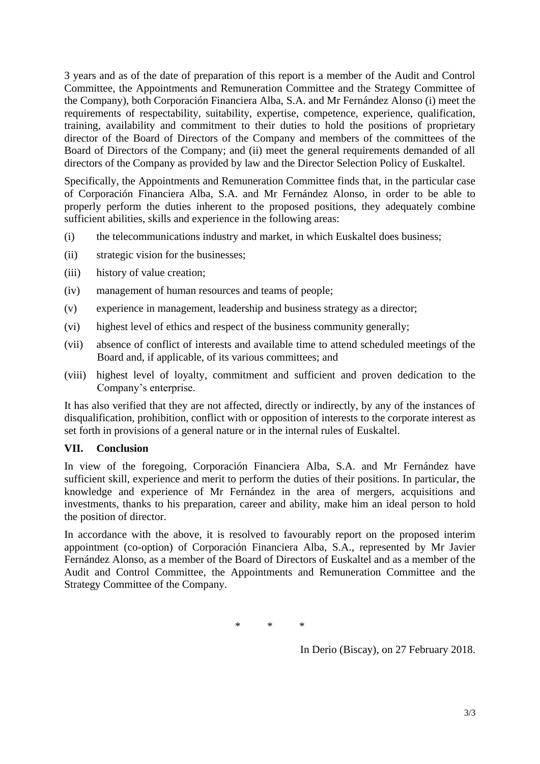3 years and as of the date of preparation of this report is a member of the Audit and Control Committee, the Appointments and Remuneration Committee and the Strategy Committee of the Company), both Corporación Financiera Alba, S.A. and Mr Fernández Alonso (i) meet the requirements of respectability, suitability, expertise, competence, experience, qualification, training, availability and commitment to their duties to hold the positions of proprietary director of the Board of Directors of the Company and members of the committees of the Board of Directors of the Company; and (ii) meet the general requirements demanded of all directors of the Company as provided by law and the Director Selection Policy of Euskaltel.

Specifically, the Appointments and Remuneration Committee finds that, in the particular case of Corporación Financiera Alba, S.A. and Mr Fernández Alonso, in order to be able to properly perform the duties inherent to the proposed positions, they adequately combine sufficient abilities, skills and experience in the following areas:

(i) the telecommunications industry and market, in which Euskaltel does business;

(ii) strategic vision for the businesses;

(iii) history of value creation;

(iv) management of human resources and teams of people;

(v) experience in management, leadership and business strategy as a director;

(vi) highest level of ethics and respect of the business community generally;

(vii) absence of conflict of interests and available time to attend scheduled meetings of the Board and, if applicable, of its various committees; and

(viii) highest level of loyalty, commitment and sufficient and proven dedication to the Company's enterprise.

It has also verified that they are not affected, directly or indirectly, by any of the instances of disqualification, prohibition, conflict with or opposition of interests to the corporate interest as set forth in provisions of a general nature or in the internal rules of Euskaltel.

## VII. Conclusion

In view of the foregoing, Corporación Financiera Alba, S.A. and Mr Fernández have sufficient skill, experience and merit to perform the duties of their positions. In particular, the knowledge and experience of Mr Fernández in the area of mergers, acquisitions and investments, thanks to his preparation, career and ability, make him an ideal person to hold the position of director.

In accordance with the above, it is resolved to favourably report on the proposed interim appointment (co-option) of Corporación Financiera Alba, S.A., represented by Mr Javier Fernández Alonso, as a member of the Board of Directors of Euskaltel and as a member of the Audit and Control Committee, the Appointments and Remuneration Committee and the Strategy Committee of the Company.

\* \* \*

In Derio (Biscay), on 27 February 2018.